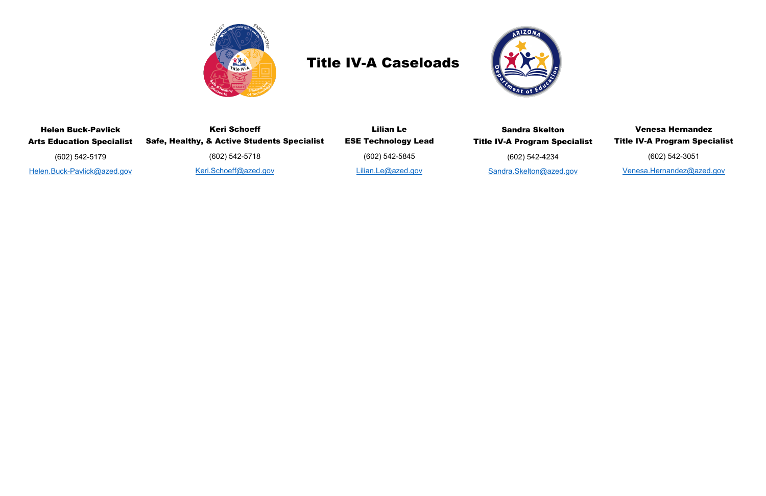# Title IV-A Caseloads

| Helen Buck-Pavlick | Keri Schoeff | Lilian Le | Sandra Skelton | Venesa Hernandez |
| --- | --- | --- | --- | --- |
| **Arts Education Specialist** | **Safe, Healthy, & Active Students Specialist** | **ESE Technology Lead** | **Title IV-A Program Specialist** | **Title IV-A Program Specialist** |
| (602) 542-5179 | (602) 542-5718 | (602) 542-5845 | (602) 542-4234 | (602) 542-3051 |
| Helen.Buck-Pavlick@azed.gov | Keri.Schoeff@azed.gov | Lilian.Le@azed.gov | Sandra.Skelton@azed.gov | Venesa.Hernandez@azed.gov |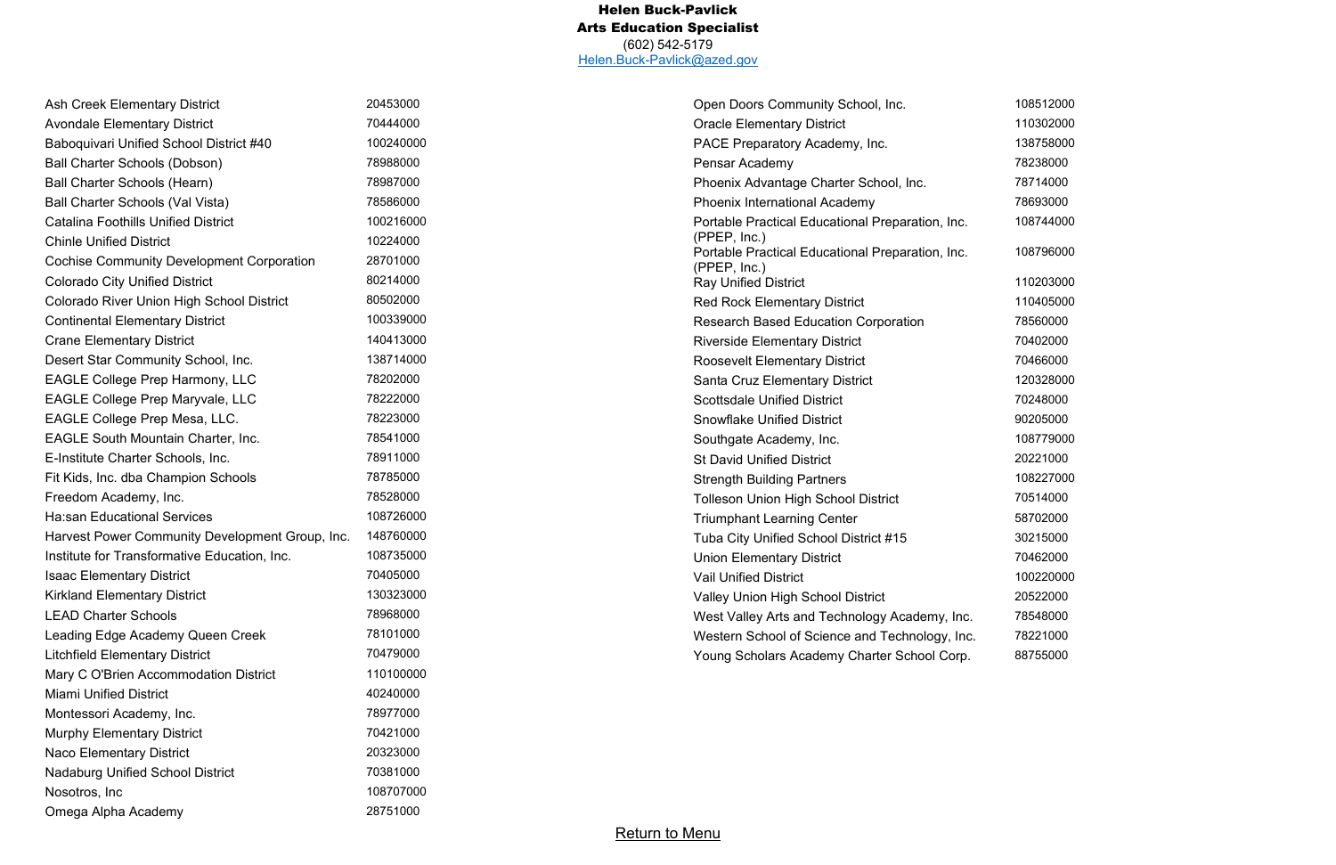**Helen Buck-Pavlick**
**Arts Education Specialist**
(602) 542-5179
Helen.Buck-Pavlick@azed.gov

| | |
|---|---|
| Ash Creek Elementary District | 20453000 |
| Avondale Elementary District | 70444000 |
| Baboquivari Unified School District #40 | 100240000 |
| Ball Charter Schools (Dobson) | 78988000 |
| Ball Charter Schools (Hearn) | 78987000 |
| Ball Charter Schools (Val Vista) | 78586000 |
| Catalina Foothills Unified District | 100216000 |
| Chinle Unified District | 10224000 |
| Cochise Community Development Corporation | 28701000 |
| Colorado City Unified District | 80214000 |
| Colorado River Union High School District | 80502000 |
| Continental Elementary District | 100339000 |
| Crane Elementary District | 140413000 |
| Desert Star Community School, Inc. | 138714000 |
| EAGLE College Prep Harmony, LLC | 78202000 |
| EAGLE College Prep Maryvale, LLC | 78222000 |
| EAGLE College Prep Mesa, LLC. | 78223000 |
| EAGLE South Mountain Charter, Inc. | 78541000 |
| E-Institute Charter Schools, Inc. | 78911000 |
| Fit Kids, Inc. dba Champion Schools | 78785000 |
| Freedom Academy, Inc. | 78528000 |
| Ha:san Educational Services | 108726000 |
| Harvest Power Community Development Group, Inc. | 148760000 |
| Institute for Transformative Education, Inc. | 108735000 |
| Isaac Elementary District | 70405000 |
| Kirkland Elementary District | 130323000 |
| LEAD Charter Schools | 78968000 |
| Leading Edge Academy Queen Creek | 78101000 |
| Litchfield Elementary District | 70479000 |
| Mary C O'Brien Accommodation District | 110100000 |
| Miami Unified District | 40240000 |
| Montessori Academy, Inc. | 78977000 |
| Murphy Elementary District | 70421000 |
| Naco Elementary District | 20323000 |
| Nadaburg Unified School District | 70381000 |
| Nosotros, Inc | 108707000 |
| Omega Alpha Academy | 28751000 |
| Open Doors Community School, Inc. | 108512000 |
| Oracle Elementary District | 110302000 |
| PACE Preparatory Academy, Inc. | 138758000 |
| Pensar Academy | 78238000 |
| Phoenix Advantage Charter School, Inc. | 78714000 |
| Phoenix International Academy | 78693000 |
| Portable Practical Educational Preparation, Inc. (PPEP, Inc.) | 108744000 |
| Portable Practical Educational Preparation, Inc. (PPEP, Inc.) | 108796000 |
| Ray Unified District | 110203000 |
| Red Rock Elementary District | 110405000 |
| Research Based Education Corporation | 78560000 |
| Riverside Elementary District | 70402000 |
| Roosevelt Elementary District | 70466000 |
| Santa Cruz Elementary District | 120328000 |
| Scottsdale Unified District | 70248000 |
| Snowflake Unified District | 90205000 |
| Southgate Academy, Inc. | 108779000 |
| St David Unified District | 20221000 |
| Strength Building Partners | 108227000 |
| Tolleson Union High School District | 70514000 |
| Triumphant Learning Center | 58702000 |
| Tuba City Unified School District #15 | 30215000 |
| Union Elementary District | 70462000 |
| Vail Unified District | 100220000 |
| Valley Union High School District | 20522000 |
| West Valley Arts and Technology Academy, Inc. | 78548000 |
| Western School of Science and Technology, Inc. | 78221000 |
| Young Scholars Academy Charter School Corp. | 88755000 |

Return to Menu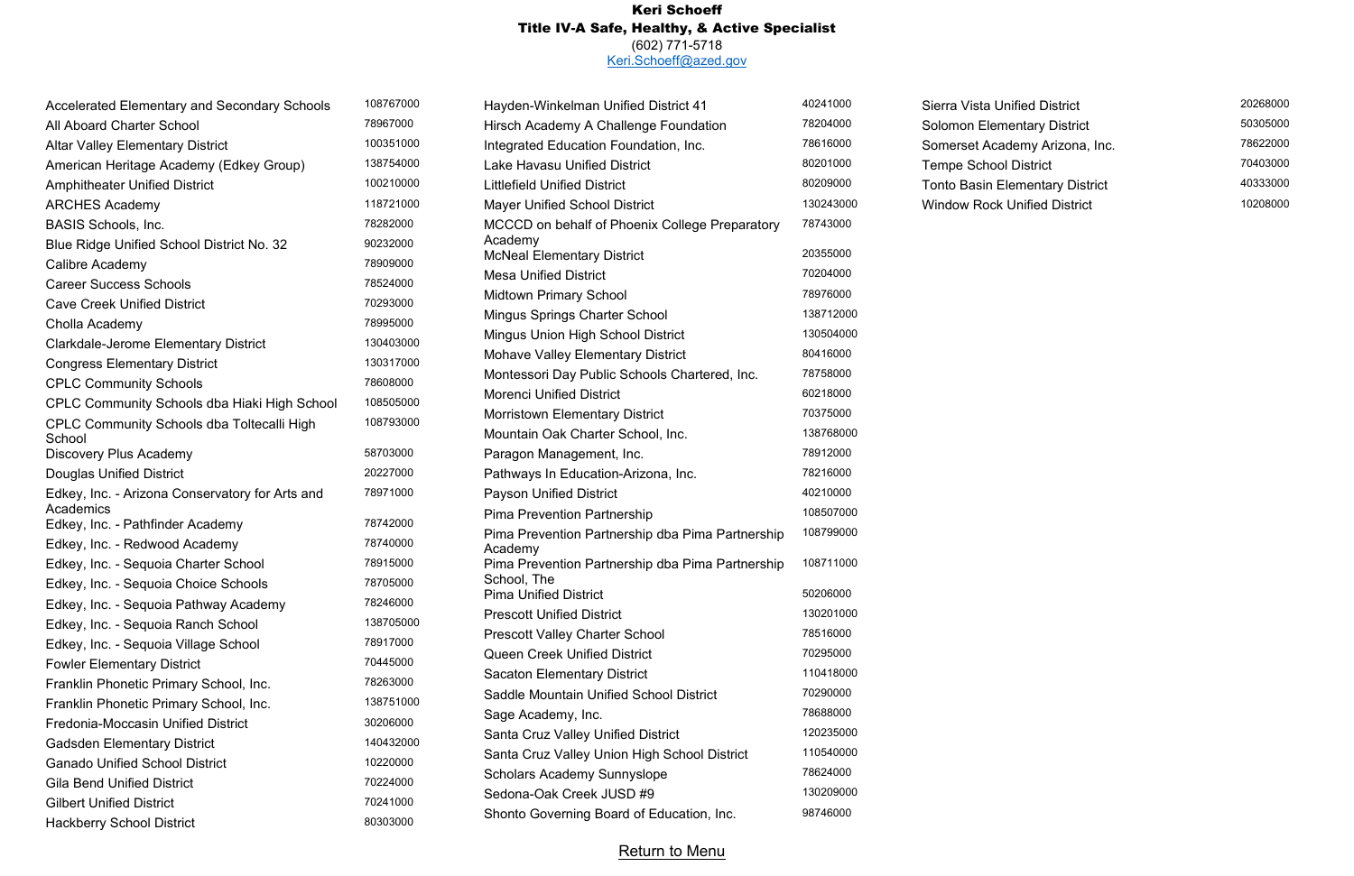**Keri Schoeff**
**Title IV-A Safe, Healthy, & Active Specialist**
(602) 771-5718
Keri.Schoeff@azed.gov

| Organization | Entity ID |
| --- | --- |
| Accelerated Elementary and Secondary Schools | 108767000 |
| All Aboard Charter School | 78967000 |
| Altar Valley Elementary District | 100351000 |
| American Heritage Academy (Edkey Group) | 138754000 |
| Amphitheater Unified District | 100210000 |
| ARCHES Academy | 118721000 |
| BASIS Schools, Inc. | 78282000 |
| Blue Ridge Unified School District No. 32 | 90232000 |
| Calibre Academy | 78909000 |
| Career Success Schools | 78524000 |
| Cave Creek Unified District | 70293000 |
| Cholla Academy | 78995000 |
| Clarkdale-Jerome Elementary District | 130403000 |
| Congress Elementary District | 130317000 |
| CPLC Community Schools | 78608000 |
| CPLC Community Schools dba Hiaki High School | 108505000 |
| CPLC Community Schools dba Toltecalli High School | 108793000 |
| Discovery Plus Academy | 58703000 |
| Douglas Unified District | 20227000 |
| Edkey, Inc. - Arizona Conservatory for Arts and Academics | 78971000 |
| Edkey, Inc. - Pathfinder Academy | 78742000 |
| Edkey, Inc. - Redwood Academy | 78740000 |
| Edkey, Inc. - Sequoia Charter School | 78915000 |
| Edkey, Inc. - Sequoia Choice Schools | 78705000 |
| Edkey, Inc. - Sequoia Pathway Academy | 78246000 |
| Edkey, Inc. - Sequoia Ranch School | 138705000 |
| Edkey, Inc. - Sequoia Village School | 78917000 |
| Fowler Elementary District | 70445000 |
| Franklin Phonetic Primary School, Inc. | 78263000 |
| Franklin Phonetic Primary School, Inc. | 138751000 |
| Fredonia-Moccasin Unified District | 30206000 |
| Gadsden Elementary District | 140432000 |
| Ganado Unified School District | 10220000 |
| Gila Bend Unified District | 70224000 |
| Gilbert Unified District | 70241000 |
| Hackberry School District | 80303000 |
| Hayden-Winkelman Unified District 41 | 40241000 |
| Hirsch Academy A Challenge Foundation | 78204000 |
| Integrated Education Foundation, Inc. | 78616000 |
| Lake Havasu Unified District | 80201000 |
| Littlefield Unified District | 80209000 |
| Mayer Unified School District | 130243000 |
| MCCCD on behalf of Phoenix College Preparatory Academy | 78743000 |
| McNeal Elementary District | 20355000 |
| Mesa Unified District | 70204000 |
| Midtown Primary School | 78976000 |
| Mingus Springs Charter School | 138712000 |
| Mingus Union High School District | 130504000 |
| Mohave Valley Elementary District | 80416000 |
| Montessori Day Public Schools Chartered, Inc. | 78758000 |
| Morenci Unified District | 60218000 |
| Morristown Elementary District | 70375000 |
| Mountain Oak Charter School, Inc. | 138768000 |
| Paragon Management, Inc. | 78912000 |
| Pathways In Education-Arizona, Inc. | 78216000 |
| Payson Unified District | 40210000 |
| Pima Prevention Partnership | 108507000 |
| Pima Prevention Partnership dba Pima Partnership Academy | 108799000 |
| Pima Prevention Partnership dba Pima Partnership School, The | 108711000 |
| Pima Unified District | 50206000 |
| Prescott Unified District | 130201000 |
| Prescott Valley Charter School | 78516000 |
| Queen Creek Unified District | 70295000 |
| Sacaton Elementary District | 110418000 |
| Saddle Mountain Unified School District | 70290000 |
| Sage Academy, Inc. | 78688000 |
| Santa Cruz Valley Unified District | 120235000 |
| Santa Cruz Valley Union High School District | 110540000 |
| Scholars Academy Sunnyslope | 78624000 |
| Sedona-Oak Creek JUSD #9 | 130209000 |
| Shonto Governing Board of Education, Inc. | 98746000 |
| Sierra Vista Unified District | 20268000 |
| Solomon Elementary District | 50305000 |
| Somerset Academy Arizona, Inc. | 78622000 |
| Tempe School District | 70403000 |
| Tonto Basin Elementary District | 40333000 |
| Window Rock Unified District | 10208000 |

Return to Menu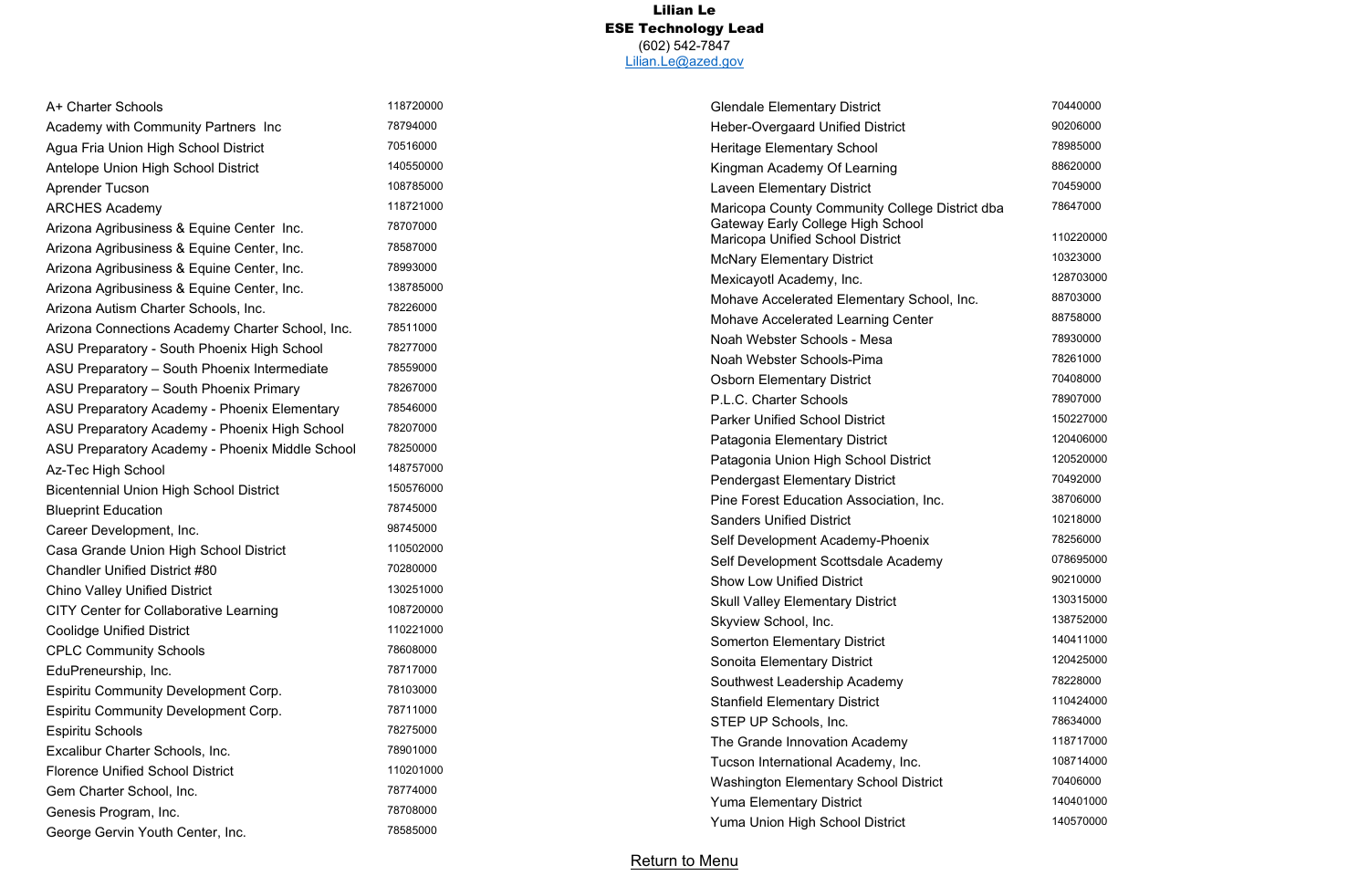**Lilian Le**
**ESE Technology Lead**
(602) 542-7847
Lilian.Le@azed.gov

| Organization | Code |
|---|---|
| A+ Charter Schools | 118720000 |
| Academy with Community Partners Inc | 78794000 |
| Agua Fria Union High School District | 70516000 |
| Antelope Union High School District | 140550000 |
| Aprender Tucson | 108785000 |
| ARCHES Academy | 118721000 |
| Arizona Agribusiness & Equine Center Inc. | 78707000 |
| Arizona Agribusiness & Equine Center, Inc. | 78587000 |
| Arizona Agribusiness & Equine Center, Inc. | 78993000 |
| Arizona Agribusiness & Equine Center, Inc. | 138785000 |
| Arizona Autism Charter Schools, Inc. | 78226000 |
| Arizona Connections Academy Charter School, Inc. | 78511000 |
| ASU Preparatory - South Phoenix High School | 78277000 |
| ASU Preparatory – South Phoenix Intermediate | 78559000 |
| ASU Preparatory – South Phoenix Primary | 78267000 |
| ASU Preparatory Academy - Phoenix Elementary | 78546000 |
| ASU Preparatory Academy - Phoenix High School | 78207000 |
| ASU Preparatory Academy - Phoenix Middle School | 78250000 |
| Az-Tec High School | 148757000 |
| Bicentennial Union High School District | 150576000 |
| Blueprint Education | 78745000 |
| Career Development, Inc. | 98745000 |
| Casa Grande Union High School District | 110502000 |
| Chandler Unified District #80 | 70280000 |
| Chino Valley Unified District | 130251000 |
| CITY Center for Collaborative Learning | 108720000 |
| Coolidge Unified District | 110221000 |
| CPLC Community Schools | 78608000 |
| EduPreneurship, Inc. | 78717000 |
| Espiritu Community Development Corp. | 78103000 |
| Espiritu Community Development Corp. | 78711000 |
| Espiritu Schools | 78275000 |
| Excalibur Charter Schools, Inc. | 78901000 |
| Florence Unified School District | 110201000 |
| Gem Charter School, Inc. | 78774000 |
| Genesis Program, Inc. | 78708000 |
| George Gervin Youth Center, Inc. | 78585000 |
| Glendale Elementary District | 70440000 |
| Heber-Overgaard Unified District | 90206000 |
| Heritage Elementary School | 78985000 |
| Kingman Academy Of Learning | 88620000 |
| Laveen Elementary District | 70459000 |
| Maricopa County Community College District dba Gateway Early College High School | 78647000 |
| Maricopa Unified School District | 110220000 |
| McNary Elementary District | 10323000 |
| Mexicayotl Academy, Inc. | 128703000 |
| Mohave Accelerated Elementary School, Inc. | 88703000 |
| Mohave Accelerated Learning Center | 88758000 |
| Noah Webster Schools - Mesa | 78930000 |
| Noah Webster Schools-Pima | 78261000 |
| Osborn Elementary District | 70408000 |
| P.L.C. Charter Schools | 78907000 |
| Parker Unified School District | 150227000 |
| Patagonia Elementary District | 120406000 |
| Patagonia Union High School District | 120520000 |
| Pendergast Elementary District | 70492000 |
| Pine Forest Education Association, Inc. | 38706000 |
| Sanders Unified District | 10218000 |
| Self Development Academy-Phoenix | 78256000 |
| Self Development Scottsdale Academy | 078695000 |
| Show Low Unified District | 90210000 |
| Skull Valley Elementary District | 130315000 |
| Skyview School, Inc. | 138752000 |
| Somerton Elementary District | 140411000 |
| Sonoita Elementary District | 120425000 |
| Southwest Leadership Academy | 78228000 |
| Stanfield Elementary District | 110424000 |
| STEP UP Schools, Inc. | 78634000 |
| The Grande Innovation Academy | 118717000 |
| Tucson International Academy, Inc. | 108714000 |
| Washington Elementary School District | 70406000 |
| Yuma Elementary District | 140401000 |
| Yuma Union High School District | 140570000 |

Return to Menu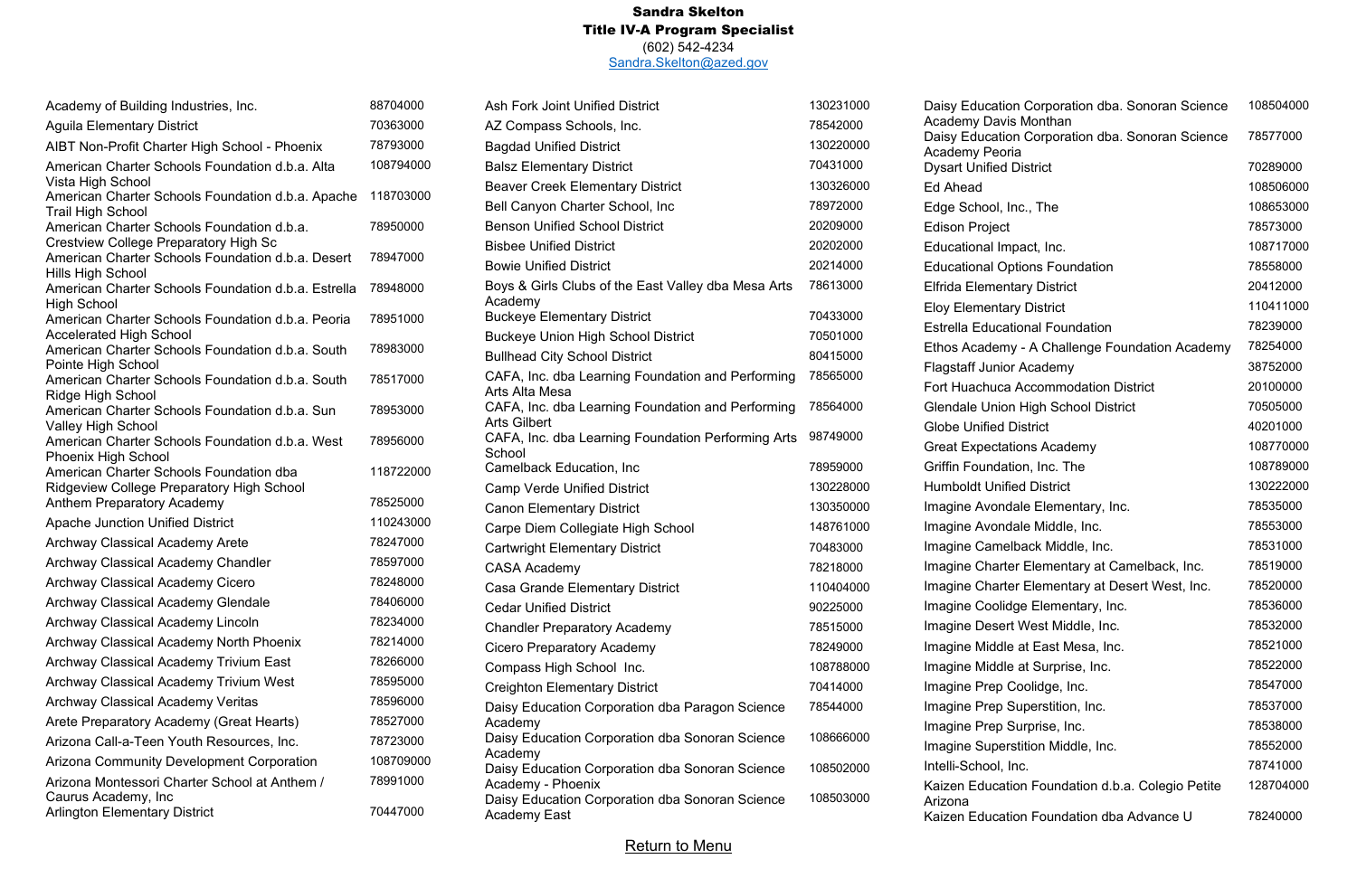**Sandra Skelton**
**Title IV-A Program Specialist**
(602) 542-4234
Sandra.Skelton@azed.gov

| Name | Number |
|---|---|
| Academy of Building Industries, Inc. | 88704000 |
| Aguila Elementary District | 70363000 |
| AIBT Non-Profit Charter High School - Phoenix | 78793000 |
| American Charter Schools Foundation d.b.a. Alta Vista High School | 108794000 |
| American Charter Schools Foundation d.b.a. Apache Trail High School | 118703000 |
| American Charter Schools Foundation d.b.a. Crestview College Preparatory High Sc | 78950000 |
| American Charter Schools Foundation d.b.a. Desert Hills High School | 78947000 |
| American Charter Schools Foundation d.b.a. Estrella High School | 78948000 |
| American Charter Schools Foundation d.b.a. Peoria Accelerated High School | 78951000 |
| American Charter Schools Foundation d.b.a. South Pointe High School | 78983000 |
| American Charter Schools Foundation d.b.a. South Ridge High School | 78517000 |
| American Charter Schools Foundation d.b.a. Sun Valley High School | 78953000 |
| American Charter Schools Foundation d.b.a. West Phoenix High School | 78956000 |
| American Charter Schools Foundation dba Ridgeview College Preparatory High School | 118722000 |
| Anthem Preparatory Academy | 78525000 |
| Apache Junction Unified District | 110243000 |
| Archway Classical Academy Arete | 78247000 |
| Archway Classical Academy Chandler | 78597000 |
| Archway Classical Academy Cicero | 78248000 |
| Archway Classical Academy Glendale | 78406000 |
| Archway Classical Academy Lincoln | 78234000 |
| Archway Classical Academy North Phoenix | 78214000 |
| Archway Classical Academy Trivium East | 78266000 |
| Archway Classical Academy Trivium West | 78595000 |
| Archway Classical Academy Veritas | 78596000 |
| Arete Preparatory Academy (Great Hearts) | 78527000 |
| Arizona Call-a-Teen Youth Resources, Inc. | 78723000 |
| Arizona Community Development Corporation | 108709000 |
| Arizona Montessori Charter School at Anthem / Caurus Academy, Inc | 78991000 |
| Arlington Elementary District | 70447000 |
| Ash Fork Joint Unified District | 130231000 |
| AZ Compass Schools, Inc. | 78542000 |
| Bagdad Unified District | 130220000 |
| Balsz Elementary District | 70431000 |
| Beaver Creek Elementary District | 130326000 |
| Bell Canyon Charter School, Inc | 78972000 |
| Benson Unified School District | 20209000 |
| Bisbee Unified District | 20202000 |
| Bowie Unified District | 20214000 |
| Boys & Girls Clubs of the East Valley dba Mesa Arts Academy | 78613000 |
| Buckeye Elementary District | 70433000 |
| Buckeye Union High School District | 70501000 |
| Bullhead City School District | 80415000 |
| CAFA, Inc. dba Learning Foundation and Performing Arts Alta Mesa | 78565000 |
| CAFA, Inc. dba Learning Foundation and Performing Arts Gilbert | 78564000 |
| CAFA, Inc. dba Learning Foundation Performing Arts School | 98749000 |
| Camelback Education, Inc | 78959000 |
| Camp Verde Unified District | 130228000 |
| Canon Elementary District | 130350000 |
| Carpe Diem Collegiate High School | 148761000 |
| Cartwright Elementary District | 70483000 |
| CASA Academy | 78218000 |
| Casa Grande Elementary District | 110404000 |
| Cedar Unified District | 90225000 |
| Chandler Preparatory Academy | 78515000 |
| Cicero Preparatory Academy | 78249000 |
| Compass High School Inc. | 108788000 |
| Creighton Elementary District | 70414000 |
| Daisy Education Corporation dba Paragon Science Academy | 78544000 |
| Daisy Education Corporation dba Sonoran Science Academy | 108666000 |
| Daisy Education Corporation dba Sonoran Science Academy - Phoenix | 108502000 |
| Daisy Education Corporation dba Sonoran Science Academy East | 108503000 |
| Daisy Education Corporation dba. Sonoran Science Academy Davis Monthan | 108504000 |
| Daisy Education Corporation dba. Sonoran Science Academy Peoria | 78577000 |
| Dysart Unified District | 70289000 |
| Ed Ahead | 108506000 |
| Edge School, Inc., The | 108653000 |
| Edison Project | 78573000 |
| Educational Impact, Inc. | 108717000 |
| Educational Options Foundation | 78558000 |
| Elfrida Elementary District | 20412000 |
| Eloy Elementary District | 110411000 |
| Estrella Educational Foundation | 78239000 |
| Ethos Academy - A Challenge Foundation Academy | 78254000 |
| Flagstaff Junior Academy | 38752000 |
| Fort Huachuca Accommodation District | 20100000 |
| Glendale Union High School District | 70505000 |
| Globe Unified District | 40201000 |
| Great Expectations Academy | 108770000 |
| Griffin Foundation, Inc. The | 108789000 |
| Humboldt Unified District | 130222000 |
| Imagine Avondale Elementary, Inc. | 78535000 |
| Imagine Avondale Middle, Inc. | 78553000 |
| Imagine Camelback Middle, Inc. | 78531000 |
| Imagine Charter Elementary at Camelback, Inc. | 78519000 |
| Imagine Charter Elementary at Desert West, Inc. | 78520000 |
| Imagine Coolidge Elementary, Inc. | 78536000 |
| Imagine Desert West Middle, Inc. | 78532000 |
| Imagine Middle at East Mesa, Inc. | 78521000 |
| Imagine Middle at Surprise, Inc. | 78522000 |
| Imagine Prep Coolidge, Inc. | 78547000 |
| Imagine Prep Superstition, Inc. | 78537000 |
| Imagine Prep Surprise, Inc. | 78538000 |
| Imagine Superstition Middle, Inc. | 78552000 |
| Intelli-School, Inc. | 78741000 |
| Kaizen Education Foundation d.b.a. Colegio Petite Arizona | 128704000 |
| Kaizen Education Foundation dba Advance U | 78240000 |

Return to Menu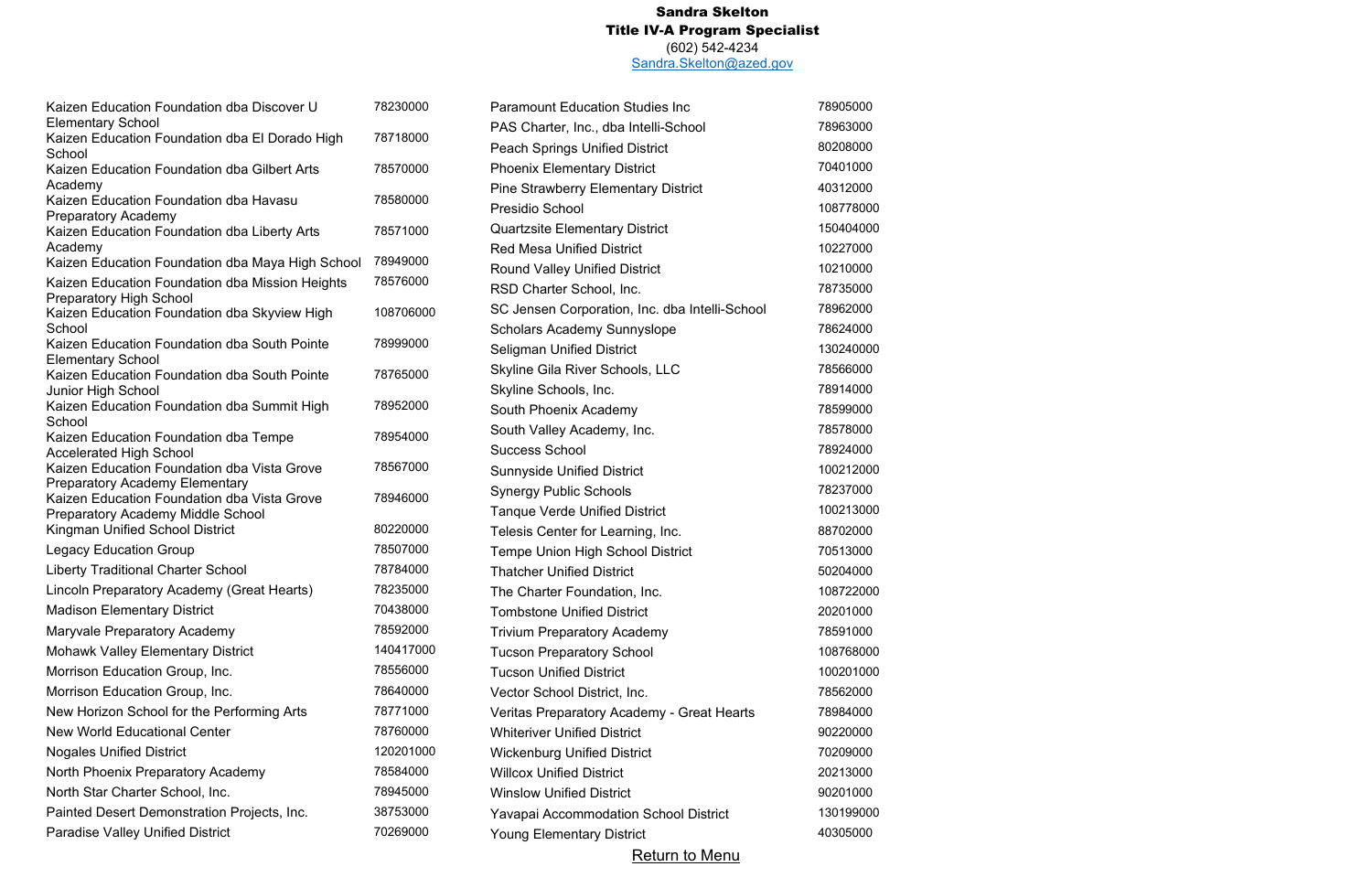**Sandra Skelton**
**Title IV-A Program Specialist**
(602) 542-4234
Sandra.Skelton@azed.gov

| LEA Name | Entity ID |
|---|---|
| Kaizen Education Foundation dba Discover U Elementary School | 78230000 |
| Kaizen Education Foundation dba El Dorado High School | 78718000 |
| Kaizen Education Foundation dba Gilbert Arts Academy | 78570000 |
| Kaizen Education Foundation dba Havasu Preparatory Academy | 78580000 |
| Kaizen Education Foundation dba Liberty Arts Academy | 78571000 |
| Kaizen Education Foundation dba Maya High School | 78949000 |
| Kaizen Education Foundation dba Mission Heights Preparatory High School | 78576000 |
| Kaizen Education Foundation dba Skyview High School | 108706000 |
| Kaizen Education Foundation dba South Pointe Elementary School | 78999000 |
| Kaizen Education Foundation dba South Pointe Junior High School | 78765000 |
| Kaizen Education Foundation dba Summit High School | 78952000 |
| Kaizen Education Foundation dba Tempe Accelerated High School | 78954000 |
| Kaizen Education Foundation dba Vista Grove Preparatory Academy Elementary | 78567000 |
| Kaizen Education Foundation dba Vista Grove Preparatory Academy Middle School | 78946000 |
| Kingman Unified School District | 80220000 |
| Legacy Education Group | 78507000 |
| Liberty Traditional Charter School | 78784000 |
| Lincoln Preparatory Academy (Great Hearts) | 78235000 |
| Madison Elementary District | 70438000 |
| Maryvale Preparatory Academy | 78592000 |
| Mohawk Valley Elementary District | 140417000 |
| Morrison Education Group, Inc. | 78556000 |
| Morrison Education Group, Inc. | 78640000 |
| New Horizon School for the Performing Arts | 78771000 |
| New World Educational Center | 78760000 |
| Nogales Unified District | 120201000 |
| North Phoenix Preparatory Academy | 78584000 |
| North Star Charter School, Inc. | 78945000 |
| Painted Desert Demonstration Projects, Inc. | 38753000 |
| Paradise Valley Unified District | 70269000 |
| Paramount Education Studies Inc | 78905000 |
| PAS Charter, Inc., dba Intelli-School | 78963000 |
| Peach Springs Unified District | 80208000 |
| Phoenix Elementary District | 70401000 |
| Pine Strawberry Elementary District | 40312000 |
| Presidio School | 108778000 |
| Quartzsite Elementary District | 150404000 |
| Red Mesa Unified District | 10227000 |
| Round Valley Unified District | 10210000 |
| RSD Charter School, Inc. | 78735000 |
| SC Jensen Corporation, Inc. dba Intelli-School | 78962000 |
| Scholars Academy Sunnyslope | 78624000 |
| Seligman Unified District | 130240000 |
| Skyline Gila River Schools, LLC | 78566000 |
| Skyline Schools, Inc. | 78914000 |
| South Phoenix Academy | 78599000 |
| South Valley Academy, Inc. | 78578000 |
| Success School | 78924000 |
| Sunnyside Unified District | 100212000 |
| Synergy Public Schools | 78237000 |
| Tanque Verde Unified District | 100213000 |
| Telesis Center for Learning, Inc. | 88702000 |
| Tempe Union High School District | 70513000 |
| Thatcher Unified District | 50204000 |
| The Charter Foundation, Inc. | 108722000 |
| Tombstone Unified District | 20201000 |
| Trivium Preparatory Academy | 78591000 |
| Tucson Preparatory School | 108768000 |
| Tucson Unified District | 100201000 |
| Vector School District, Inc. | 78562000 |
| Veritas Preparatory Academy - Great Hearts | 78984000 |
| Whiteriver Unified District | 90220000 |
| Wickenburg Unified District | 70209000 |
| Willcox Unified District | 20213000 |
| Winslow Unified District | 90201000 |
| Yavapai Accommodation School District | 130199000 |
| Young Elementary District | 40305000 |

Return to Menu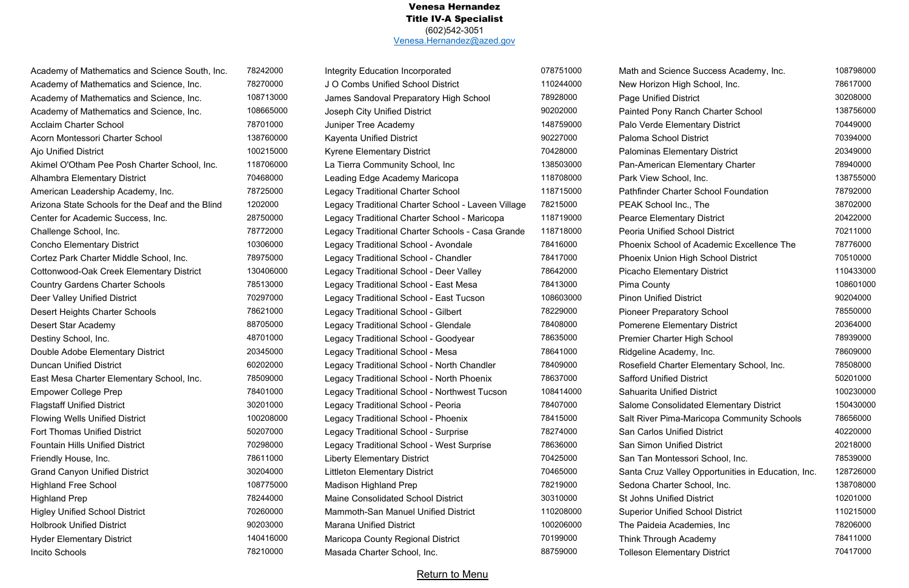**Venesa Hernandez**
**Title IV-A Specialist**
(602)542-3051
Venesa.Hernandez@azed.gov

| Name | Number |
|---|---|
| Academy of Mathematics and Science South, Inc. | 78242000 |
| Academy of Mathematics and Science, Inc. | 78270000 |
| Academy of Mathematics and Science, Inc. | 108713000 |
| Academy of Mathematics and Science, Inc. | 108665000 |
| Acclaim Charter School | 78701000 |
| Acorn Montessori Charter School | 138760000 |
| Ajo Unified District | 100215000 |
| Akimel O'Otham Pee Posh Charter School, Inc. | 118706000 |
| Alhambra Elementary District | 70468000 |
| American Leadership Academy, Inc. | 78725000 |
| Arizona State Schools for the Deaf and the Blind | 1202000 |
| Center for Academic Success, Inc. | 28750000 |
| Challenge School, Inc. | 78772000 |
| Concho Elementary District | 10306000 |
| Cortez Park Charter Middle School, Inc. | 78975000 |
| Cottonwood-Oak Creek Elementary District | 130406000 |
| Country Gardens Charter Schools | 78513000 |
| Deer Valley Unified District | 70297000 |
| Desert Heights Charter Schools | 78621000 |
| Desert Star Academy | 88705000 |
| Destiny School, Inc. | 48701000 |
| Double Adobe Elementary District | 20345000 |
| Duncan Unified District | 60202000 |
| East Mesa Charter Elementary School, Inc. | 78509000 |
| Empower College Prep | 78401000 |
| Flagstaff Unified District | 30201000 |
| Flowing Wells Unified District | 100208000 |
| Fort Thomas Unified District | 50207000 |
| Fountain Hills Unified District | 70298000 |
| Friendly House, Inc. | 78611000 |
| Grand Canyon Unified District | 30204000 |
| Highland Free School | 108775000 |
| Highland Prep | 78244000 |
| Higley Unified School District | 70260000 |
| Holbrook Unified District | 90203000 |
| Hyder Elementary District | 140416000 |
| Incito Schools | 78210000 |
| Integrity Education Incorporated | 078751000 |
| J O Combs Unified School District | 110244000 |
| James Sandoval Preparatory High School | 78928000 |
| Joseph City Unified District | 90202000 |
| Juniper Tree Academy | 148759000 |
| Kayenta Unified District | 90227000 |
| Kyrene Elementary District | 70428000 |
| La Tierra Community School, Inc | 138503000 |
| Leading Edge Academy Maricopa | 118708000 |
| Legacy Traditional Charter School | 118715000 |
| Legacy Traditional Charter School - Laveen Village | 78215000 |
| Legacy Traditional Charter School - Maricopa | 118719000 |
| Legacy Traditional Charter Schools - Casa Grande | 118718000 |
| Legacy Traditional School - Avondale | 78416000 |
| Legacy Traditional School - Chandler | 78417000 |
| Legacy Traditional School - Deer Valley | 78642000 |
| Legacy Traditional School - East Mesa | 78413000 |
| Legacy Traditional School - East Tucson | 108603000 |
| Legacy Traditional School - Gilbert | 78229000 |
| Legacy Traditional School - Glendale | 78408000 |
| Legacy Traditional School - Goodyear | 78635000 |
| Legacy Traditional School - Mesa | 78641000 |
| Legacy Traditional School - North Chandler | 78409000 |
| Legacy Traditional School - North Phoenix | 78637000 |
| Legacy Traditional School - Northwest Tucson | 108414000 |
| Legacy Traditional School - Peoria | 78407000 |
| Legacy Traditional School - Phoenix | 78415000 |
| Legacy Traditional School - Surprise | 78274000 |
| Legacy Traditional School - West Surprise | 78636000 |
| Liberty Elementary District | 70425000 |
| Littleton Elementary District | 70465000 |
| Madison Highland Prep | 78219000 |
| Maine Consolidated School District | 30310000 |
| Mammoth-San Manuel Unified District | 110208000 |
| Marana Unified District | 100206000 |
| Maricopa County Regional District | 70199000 |
| Masada Charter School, Inc. | 88759000 |
| Math and Science Success Academy, Inc. | 108798000 |
| New Horizon High School, Inc. | 78617000 |
| Page Unified District | 30208000 |
| Painted Pony Ranch Charter School | 138756000 |
| Palo Verde Elementary District | 70449000 |
| Paloma School District | 70394000 |
| Palominas Elementary District | 20349000 |
| Pan-American Elementary Charter | 78940000 |
| Park View School, Inc. | 138755000 |
| Pathfinder Charter School Foundation | 78792000 |
| PEAK School Inc., The | 38702000 |
| Pearce Elementary District | 20422000 |
| Peoria Unified School District | 70211000 |
| Phoenix School of Academic Excellence The | 78776000 |
| Phoenix Union High School District | 70510000 |
| Picacho Elementary District | 110433000 |
| Pima County | 108601000 |
| Pinon Unified District | 90204000 |
| Pioneer Preparatory School | 78550000 |
| Pomerene Elementary District | 20364000 |
| Premier Charter High School | 78939000 |
| Ridgeline Academy, Inc. | 78609000 |
| Rosefield Charter Elementary School, Inc. | 78508000 |
| Safford Unified District | 50201000 |
| Sahuarita Unified District | 100230000 |
| Salome Consolidated Elementary District | 150430000 |
| Salt River Pima-Maricopa Community Schools | 78656000 |
| San Carlos Unified District | 40220000 |
| San Simon Unified District | 20218000 |
| San Tan Montessori School, Inc. | 78539000 |
| Santa Cruz Valley Opportunities in Education, Inc. | 128726000 |
| Sedona Charter School, Inc. | 138708000 |
| St Johns Unified District | 10201000 |
| Superior Unified School District | 110215000 |
| The Paideia Academies, Inc | 78206000 |
| Think Through Academy | 78411000 |
| Tolleson Elementary District | 70417000 |

Return to Menu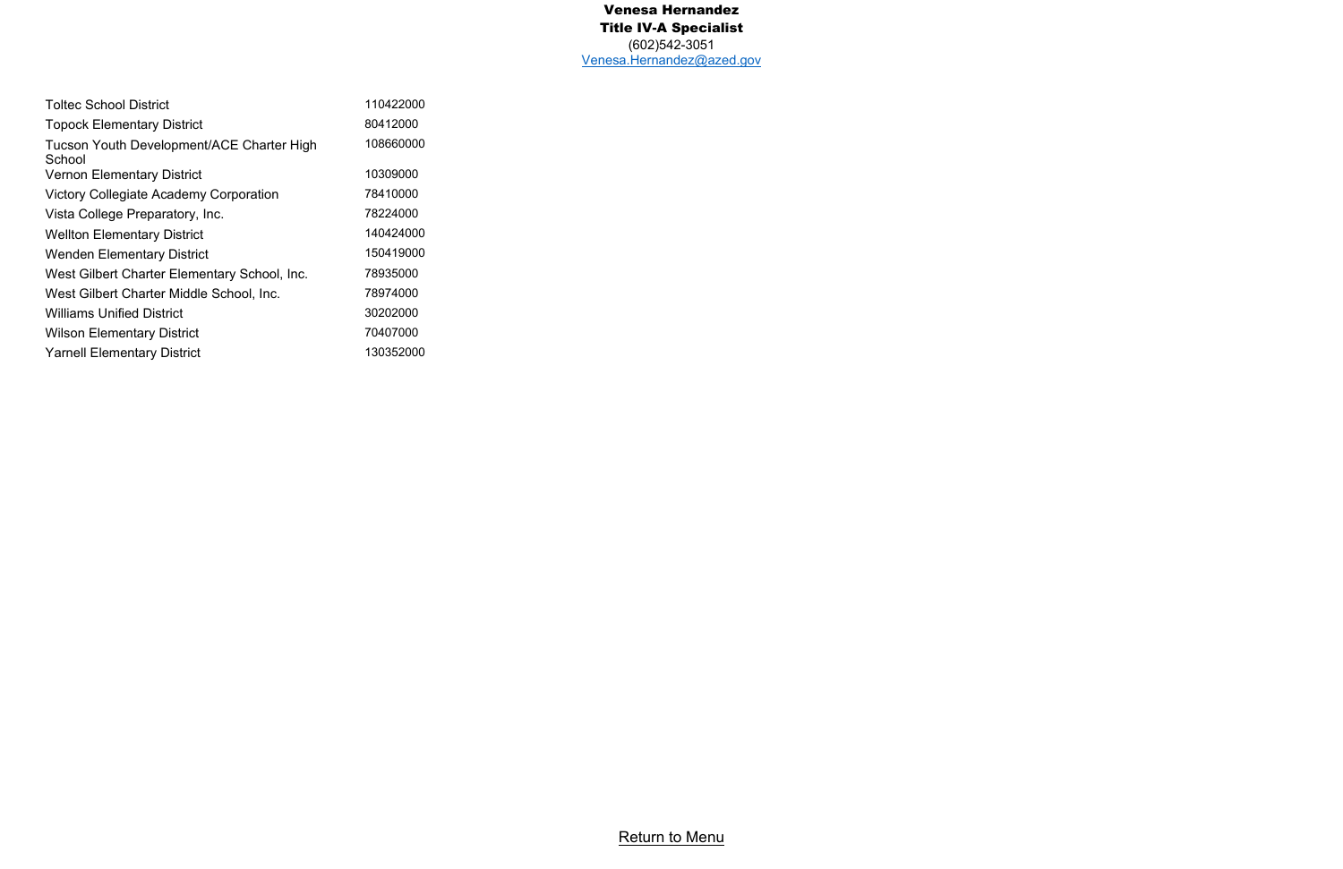**Venesa Hernandez**
**Title IV-A Specialist**
(602)542-3051
Venesa.Hernandez@azed.gov

| | |
|---|---|
| Toltec School District | 110422000 |
| Topock Elementary District | 80412000 |
| Tucson Youth Development/ACE Charter High School | 108660000 |
| Vernon Elementary District | 10309000 |
| Victory Collegiate Academy Corporation | 78410000 |
| Vista College Preparatory, Inc. | 78224000 |
| Wellton Elementary District | 140424000 |
| Wenden Elementary District | 150419000 |
| West Gilbert Charter Elementary School, Inc. | 78935000 |
| West Gilbert Charter Middle School, Inc. | 78974000 |
| Williams Unified District | 30202000 |
| Wilson Elementary District | 70407000 |
| Yarnell Elementary District | 130352000 |

Return to Menu